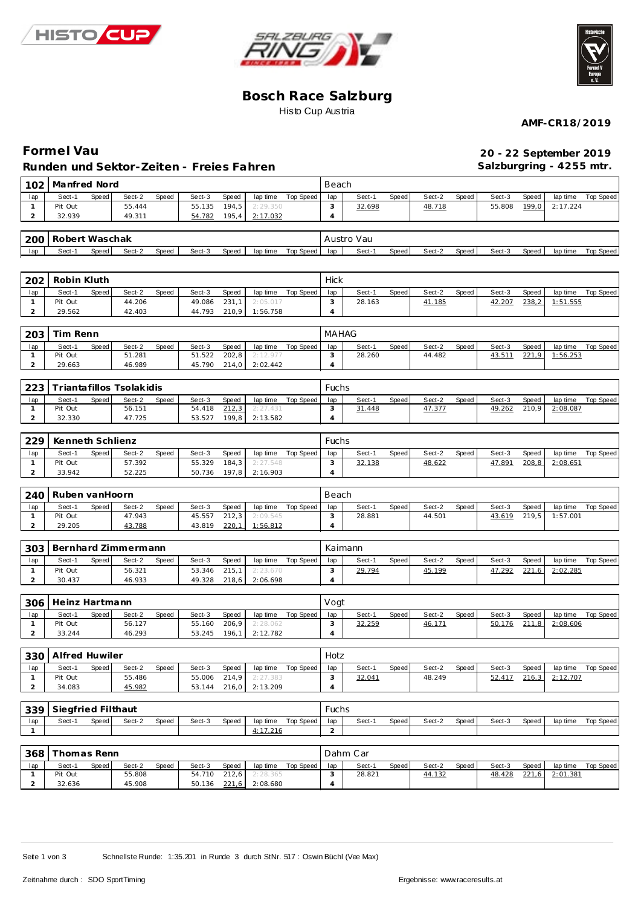# Bosch Race Salzburg

Histo Cup Austria

**AMF-CR18/2019**

## Formel Vau

**20 - 22 September 2019**

### Runden und Sektor-Zeiten - Freies Fahren

**Salzburgring - 4255 mtr.**

| 102 | Manfred Nord | | | | | | | | Beach | | | | | | | | |
|---|---|---|---|---|---|---|---|---|---|---|---|---|---|---|---|---|---|
| lap | Sect-1 | Speed | Sect-2 | Speed | Sect-3 | Speed | lap time | Top Speed | lap | Sect-1 | Speed | Sect-2 | Speed | Sect-3 | Speed | lap time | Top Speed |
| 1 | Pit Out | | 55.444 | | 55.135 | 194,5 | 2:29.350 | | 3 | 32.698 | | 48.718 | | 55.808 | 199,0 | 2:17.224 | |
| 2 | 32.939 | | 49.311 | | 54.782 | 195,4 | 2:17.032 | | 4 | | | | | | | | |

| 200 | Robert Waschak | | | | | | | | Austro Vau | | | | | | | | |
|---|---|---|---|---|---|---|---|---|---|---|---|---|---|---|---|---|---|
| lap | Sect-1 | Speed | Sect-2 | Speed | Sect-3 | Speed | lap time | Top Speed | lap | Sect-1 | Speed | Sect-2 | Speed | Sect-3 | Speed | lap time | Top Speed |

| 202 | Robin Kluth | | | | | | | | Hick | | | | | | | | |
|---|---|---|---|---|---|---|---|---|---|---|---|---|---|---|---|---|---|
| lap | Sect-1 | Speed | Sect-2 | Speed | Sect-3 | Speed | lap time | Top Speed | lap | Sect-1 | Speed | Sect-2 | Speed | Sect-3 | Speed | lap time | Top Speed |
| 1 | Pit Out | | 44.206 | | 49.086 | 231,1 | 2:05.017 | | 3 | 28.163 | | 41.185 | | 42.207 | 238,2 | 1:51.555 | |
| 2 | 29.562 | | 42.403 | | 44.793 | 210,9 | 1:56.758 | | 4 | | | | | | | | |

| 203 | Tim Renn | | | | | | | | MAHAG | | | | | | | | |
|---|---|---|---|---|---|---|---|---|---|---|---|---|---|---|---|---|---|
| lap | Sect-1 | Speed | Sect-2 | Speed | Sect-3 | Speed | lap time | Top Speed | lap | Sect-1 | Speed | Sect-2 | Speed | Sect-3 | Speed | lap time | Top Speed |
| 1 | Pit Out | | 51.281 | | 51.522 | 202,8 | 2:12.977 | | 3 | 28.260 | | 44.482 | | 43.511 | 221,9 | 1:56.253 | |
| 2 | 29.663 | | 46.989 | | 45.790 | 214,0 | 2:02.442 | | 4 | | | | | | | | |

| 223 | Triantafillos Tsolakidis | | | | | | | | Fuchs | | | | | | | | |
|---|---|---|---|---|---|---|---|---|---|---|---|---|---|---|---|---|---|
| lap | Sect-1 | Speed | Sect-2 | Speed | Sect-3 | Speed | lap time | Top Speed | lap | Sect-1 | Speed | Sect-2 | Speed | Sect-3 | Speed | lap time | Top Speed |
| 1 | Pit Out | | 56.151 | | 54.418 | 212,3 | 2:27.431 | | 3 | 31.448 | | 47.377 | | 49.262 | 210,9 | 2:08.087 | |
| 2 | 32.330 | | 47.725 | | 53.527 | 199,8 | 2:13.582 | | 4 | | | | | | | | |

| 229 | Kenneth Schlienz | | | | | | | | Fuchs | | | | | | | | |
|---|---|---|---|---|---|---|---|---|---|---|---|---|---|---|---|---|---|
| lap | Sect-1 | Speed | Sect-2 | Speed | Sect-3 | Speed | lap time | Top Speed | lap | Sect-1 | Speed | Sect-2 | Speed | Sect-3 | Speed | lap time | Top Speed |
| 1 | Pit Out | | 57.392 | | 55.329 | 184,3 | 2:27.548 | | 3 | 32.138 | | 48.622 | | 47.891 | 208,8 | 2:08.651 | |
| 2 | 33.942 | | 52.225 | | 50.736 | 197,8 | 2:16.903 | | 4 | | | | | | | | |

| 240 | Ruben vanHoorn | | | | | | | | Beach | | | | | | | | |
|---|---|---|---|---|---|---|---|---|---|---|---|---|---|---|---|---|---|
| lap | Sect-1 | Speed | Sect-2 | Speed | Sect-3 | Speed | lap time | Top Speed | lap | Sect-1 | Speed | Sect-2 | Speed | Sect-3 | Speed | lap time | Top Speed |
| 1 | Pit Out | | 47.943 | | 45.557 | 212,3 | 2:09.545 | | 3 | 28.881 | | 44.501 | | 43.619 | 219,5 | 1:57.001 | |
| 2 | 29.205 | | 43.788 | | 43.819 | 220,1 | 1:56.812 | | 4 | | | | | | | | |

| 303 | Bernhard Zimmermann | | | | | | | | Kaimann | | | | | | | | |
|---|---|---|---|---|---|---|---|---|---|---|---|---|---|---|---|---|---|
| lap | Sect-1 | Speed | Sect-2 | Speed | Sect-3 | Speed | lap time | Top Speed | lap | Sect-1 | Speed | Sect-2 | Speed | Sect-3 | Speed | lap time | Top Speed |
| 1 | Pit Out | | 56.321 | | 53.346 | 215,1 | 2:23.670 | | 3 | 29.794 | | 45.199 | | 47.292 | 221,6 | 2:02.285 | |
| 2 | 30.437 | | 46.933 | | 49.328 | 218,6 | 2:06.698 | | 4 | | | | | | | | |

| 306 | Heinz Hartmann | | | | | | | | Vogt | | | | | | | | |
|---|---|---|---|---|---|---|---|---|---|---|---|---|---|---|---|---|---|
| lap | Sect-1 | Speed | Sect-2 | Speed | Sect-3 | Speed | lap time | Top Speed | lap | Sect-1 | Speed | Sect-2 | Speed | Sect-3 | Speed | lap time | Top Speed |
| 1 | Pit Out | | 56.127 | | 55.160 | 206,9 | 2:28.062 | | 3 | 32.259 | | 46.171 | | 50.176 | 211,8 | 2:08.606 | |
| 2 | 33.244 | | 46.293 | | 53.245 | 196,1 | 2:12.782 | | 4 | | | | | | | | |

| 330 | Alfred Huwiler | | | | | | | | Hotz | | | | | | | | |
|---|---|---|---|---|---|---|---|---|---|---|---|---|---|---|---|---|---|
| lap | Sect-1 | Speed | Sect-2 | Speed | Sect-3 | Speed | lap time | Top Speed | lap | Sect-1 | Speed | Sect-2 | Speed | Sect-3 | Speed | lap time | Top Speed |
| 1 | Pit Out | | 55.486 | | 55.006 | 214,9 | 2:27.383 | | 3 | 32.041 | | 48.249 | | 52.417 | 216,3 | 2:12.707 | |
| 2 | 34.083 | | 45.982 | | 53.144 | 216,0 | 2:13.209 | | 4 | | | | | | | | |

| 339 | Siegfried Filthaut | | | | | | | | Fuchs | | | | | | | | |
|---|---|---|---|---|---|---|---|---|---|---|---|---|---|---|---|---|---|
| lap | Sect-1 | Speed | Sect-2 | Speed | Sect-3 | Speed | lap time | Top Speed | lap | Sect-1 | Speed | Sect-2 | Speed | Sect-3 | Speed | lap time | Top Speed |
| 1 | | | | | | | 4:17.216 | | 2 | | | | | | | | |

| 368 | Thomas Renn | | | | | | | | Dahm Car | | | | | | | | |
|---|---|---|---|---|---|---|---|---|---|---|---|---|---|---|---|---|---|
| lap | Sect-1 | Speed | Sect-2 | Speed | Sect-3 | Speed | lap time | Top Speed | lap | Sect-1 | Speed | Sect-2 | Speed | Sect-3 | Speed | lap time | Top Speed |
| 1 | Pit Out | | 55.808 | | 54.710 | 212,6 | 2:28.365 | | 3 | 28.821 | | 44.132 | | 48.428 | 221,6 | 2:01.381 | |
| 2 | 32.636 | | 45.908 | | 50.136 | 221,6 | 2:08.680 | | 4 | | | | | | | | |

Schnellste Runde: 1:35.201 in Runde 3 durch StNr. 517 : Oswin Büchl (Vee Max)

Zeitnahme durch : SDO SportTiming

Ergebnisse: www.raceresults.at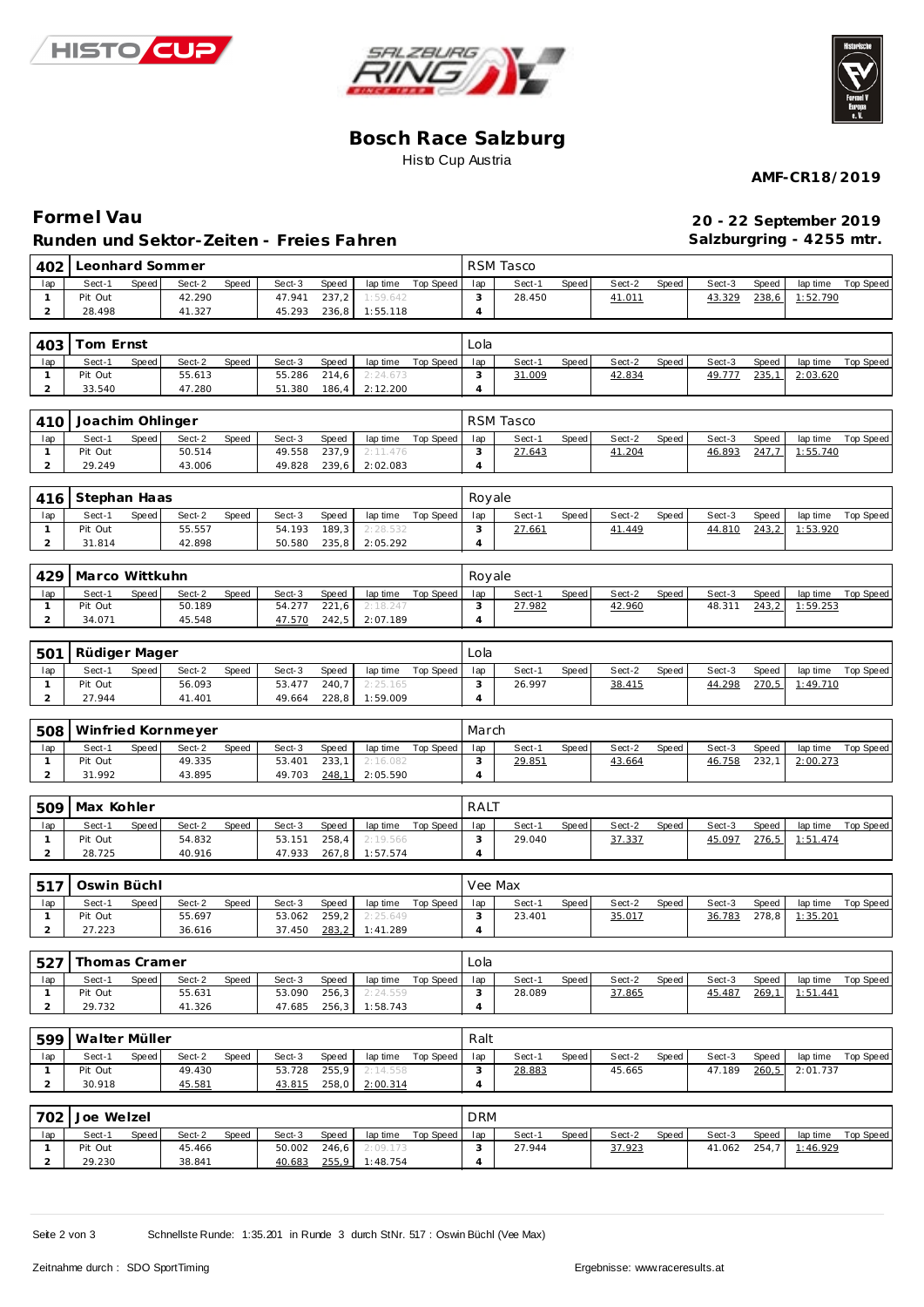# Bosch Race Salzburg

Histo Cup Austria

**AMF-CR18/2019**

## Formel Vau

**Runden und Sektor-Zeiten - Freies Fahren**

**20 - 22 September 2019**
**Salzburgring - 4255 mtr.**

### 402 Leonhard Sommer — RSM Tasco

| lap | Sect-1 | Speed | Sect-2 | Speed | Sect-3 | Speed | lap time | Top Speed |
|---|---|---|---|---|---|---|---|---|
| 1 | Pit Out | | 42.290 | | 47.941 | 237,2 | 1:59.642 | |
| 2 | 28.498 | | 41.327 | | 45.293 | 236,8 | 1:55.118 | |
| 3 | 28.450 | | 41.011 | | 43.329 | 238,6 | 1:52.790 | |
| 4 | | | | | | | | |

### 403 Tom Ernst — Lola

| lap | Sect-1 | Speed | Sect-2 | Speed | Sect-3 | Speed | lap time | Top Speed |
|---|---|---|---|---|---|---|---|---|
| 1 | Pit Out | | 55.613 | | 55.286 | 214,6 | 2:24.673 | |
| 2 | 33.540 | | 47.280 | | 51.380 | 186,4 | 2:12.200 | |
| 3 | 31.009 | | 42.834 | | 49.777 | 235,1 | 2:03.620 | |
| 4 | | | | | | | | |

### 410 Joachim Ohlinger — RSM Tasco

| lap | Sect-1 | Speed | Sect-2 | Speed | Sect-3 | Speed | lap time | Top Speed |
|---|---|---|---|---|---|---|---|---|
| 1 | Pit Out | | 50.514 | | 49.558 | 237,9 | 2:11.476 | |
| 2 | 29.249 | | 43.006 | | 49.828 | 239,6 | 2:02.083 | |
| 3 | 27.643 | | 41.204 | | 46.893 | 247,7 | 1:55.740 | |
| 4 | | | | | | | | |

### 416 Stephan Haas — Royale

| lap | Sect-1 | Speed | Sect-2 | Speed | Sect-3 | Speed | lap time | Top Speed |
|---|---|---|---|---|---|---|---|---|
| 1 | Pit Out | | 55.557 | | 54.193 | 189,3 | 2:28.532 | |
| 2 | 31.814 | | 42.898 | | 50.580 | 235,8 | 2:05.292 | |
| 3 | 27.661 | | 41.449 | | 44.810 | 243,2 | 1:53.920 | |
| 4 | | | | | | | | |

### 429 Marco Wittkuhn — Royale

| lap | Sect-1 | Speed | Sect-2 | Speed | Sect-3 | Speed | lap time | Top Speed |
|---|---|---|---|---|---|---|---|---|
| 1 | Pit Out | | 50.189 | | 54.277 | 221,6 | 2:18.247 | |
| 2 | 34.071 | | 45.548 | | 47.570 | 242,5 | 2:07.189 | |
| 3 | 27.982 | | 42.960 | | 48.311 | 243,2 | 1:59.253 | |
| 4 | | | | | | | | |

### 501 Rüdiger Mager — Lola

| lap | Sect-1 | Speed | Sect-2 | Speed | Sect-3 | Speed | lap time | Top Speed |
|---|---|---|---|---|---|---|---|---|
| 1 | Pit Out | | 56.093 | | 53.477 | 240,7 | 2:25.165 | |
| 2 | 27.944 | | 41.401 | | 49.664 | 228,8 | 1:59.009 | |
| 3 | 26.997 | | 38.415 | | 44.298 | 270,5 | 1:49.710 | |
| 4 | | | | | | | | |

### 508 Winfried Kornmeyer — March

| lap | Sect-1 | Speed | Sect-2 | Speed | Sect-3 | Speed | lap time | Top Speed |
|---|---|---|---|---|---|---|---|---|
| 1 | Pit Out | | 49.335 | | 53.401 | 233,1 | 2:16.082 | |
| 2 | 31.992 | | 43.895 | | 49.703 | 248,1 | 2:05.590 | |
| 3 | 29.851 | | 43.664 | | 46.758 | 232,1 | 2:00.273 | |
| 4 | | | | | | | | |

### 509 Max Kohler — RALT

| lap | Sect-1 | Speed | Sect-2 | Speed | Sect-3 | Speed | lap time | Top Speed |
|---|---|---|---|---|---|---|---|---|
| 1 | Pit Out | | 54.832 | | 53.151 | 258,4 | 2:19.566 | |
| 2 | 28.725 | | 40.916 | | 47.933 | 267,8 | 1:57.574 | |
| 3 | 29.040 | | 37.337 | | 45.097 | 276,5 | 1:51.474 | |
| 4 | | | | | | | | |

### 517 Oswin Büchl — Vee Max

| lap | Sect-1 | Speed | Sect-2 | Speed | Sect-3 | Speed | lap time | Top Speed |
|---|---|---|---|---|---|---|---|---|
| 1 | Pit Out | | 55.697 | | 53.062 | 259,2 | 2:25.649 | |
| 2 | 27.223 | | 36.616 | | 37.450 | 283,2 | 1:41.289 | |
| 3 | 23.401 | | 35.017 | | 36.783 | 278,8 | 1:35.201 | |
| 4 | | | | | | | | |

### 527 Thomas Cramer — Lola

| lap | Sect-1 | Speed | Sect-2 | Speed | Sect-3 | Speed | lap time | Top Speed |
|---|---|---|---|---|---|---|---|---|
| 1 | Pit Out | | 55.631 | | 53.090 | 256,3 | 2:24.559 | |
| 2 | 29.732 | | 41.326 | | 47.685 | 256,3 | 1:58.743 | |
| 3 | 28.089 | | 37.865 | | 45.487 | 269,1 | 1:51.441 | |
| 4 | | | | | | | | |

### 599 Walter Müller — Ralt

| lap | Sect-1 | Speed | Sect-2 | Speed | Sect-3 | Speed | lap time | Top Speed |
|---|---|---|---|---|---|---|---|---|
| 1 | Pit Out | | 49.430 | | 53.728 | 255,9 | 2:14.558 | |
| 2 | 30.918 | | 45.581 | | 43.815 | 258,0 | 2:00.314 | |
| 3 | 28.883 | | 45.665 | | 47.189 | 260,5 | 2:01.737 | |
| 4 | | | | | | | | |

### 702 Joe Welzel — DRM

| lap | Sect-1 | Speed | Sect-2 | Speed | Sect-3 | Speed | lap time | Top Speed |
|---|---|---|---|---|---|---|---|---|
| 1 | Pit Out | | 45.466 | | 50.002 | 246,6 | 2:09.173 | |
| 2 | 29.230 | | 38.841 | | 40.683 | 255,9 | 1:48.754 | |
| 3 | 27.944 | | 37.923 | | 41.062 | 254,7 | 1:46.929 | |
| 4 | | | | | | | | |

Schnellste Runde: 1:35.201 in Runde 3 durch StNr. 517 : Oswin Büchl (Vee Max)

Zeitnahme durch : SDO SportTiming

Ergebnisse: www.raceresults.at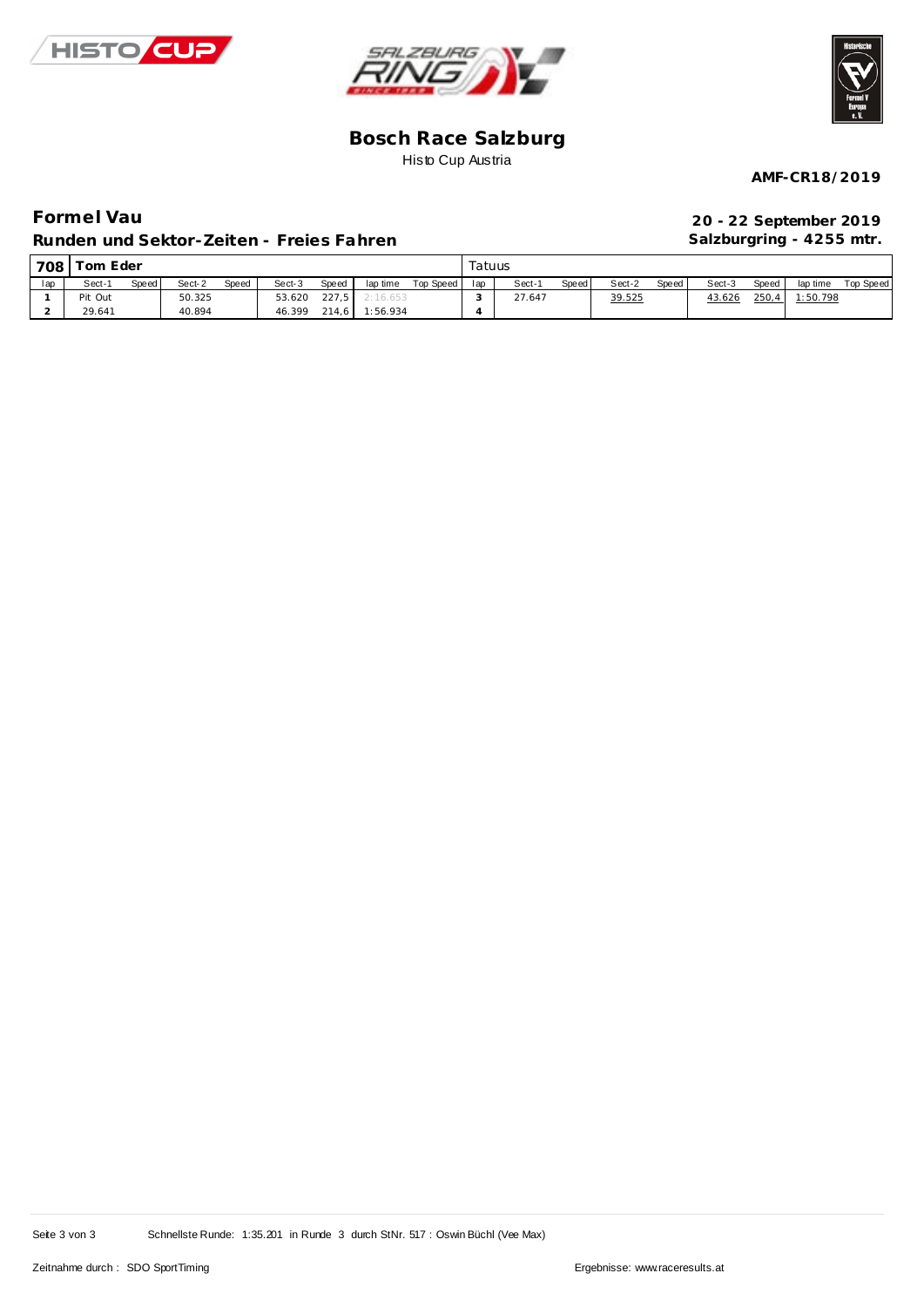# Bosch Race Salzburg

Histo Cup Austria

**AMF-CR18/2019**

## Formel Vau

**20 - 22 September 2019**

### Runden und Sektor-Zeiten - Freies Fahren

**Salzburgring - 4255 mtr.**

| 708 | Tom Eder | | | | | | | | | Tatuus | | | | | | | | | |
|---|---|---|---|---|---|---|---|---|---|---|---|---|---|---|---|---|---|---|---|
| lap | Sect-1 | Speed | Sect-2 | Speed | Sect-3 | Speed | lap time | Top Speed | lap | Sect-1 | Speed | Sect-2 | Speed | Sect-3 | Speed | lap time | Top Speed |
| 1 | Pit Out | | 50.325 | | 53.620 | 227,5 | 2:16.653 | | 3 | 27.647 | | 39.525 | | 43.626 | 250,4 | 1:50.798 | |
| 2 | 29.641 | | 40.894 | | 46.399 | 214,6 | 1:56.934 | | 4 | | | | | | | | |

Schnellste Runde: 1:35.201 in Runde 3 durch StNr. 517 : Oswin Büchl (Vee Max)

Zeitnahme durch : SDO SportTiming

Ergebnisse: www.raceresults.at